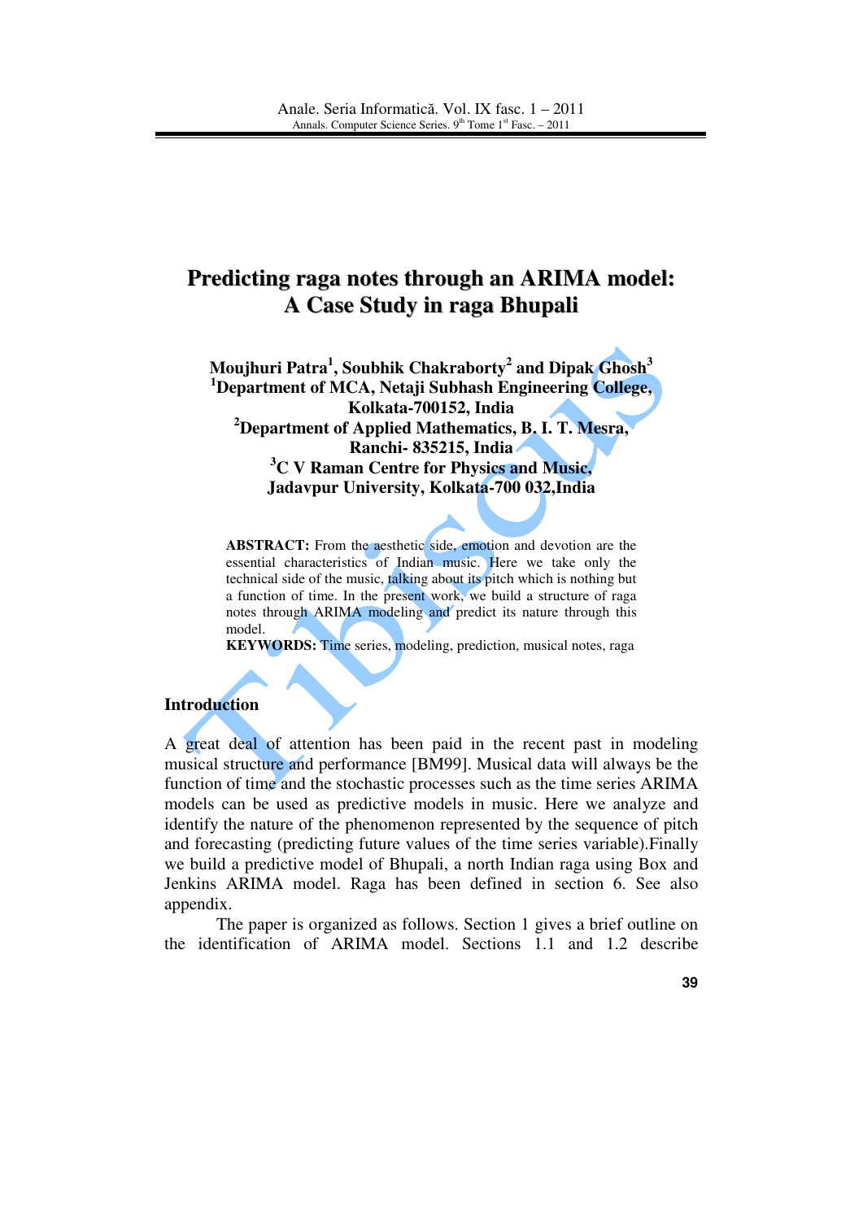# Predicting raga notes through an ARIMA model: A Case Study in raga Bhupali

**Moujhuri Patra[1], Soubhik Chakraborty[2] and Dipak Ghosh[3]**
**[1]Department of MCA, Netaji Subhash Engineering College, Kolkata-700152, India**
**[2]Department of Applied Mathematics, B. I. T. Mesra, Ranchi- 835215, India**
**[3]C V Raman Centre for Physics and Music, Jadavpur University, Kolkata-700 032,India**

**ABSTRACT:** From the aesthetic side, emotion and devotion are the essential characteristics of Indian music. Here we take only the technical side of the music, talking about its pitch which is nothing but a function of time. In the present work, we build a structure of raga notes through ARIMA modeling and predict its nature through this model.

**KEYWORDS:** Time series, modeling, prediction, musical notes, raga

## Introduction

A great deal of attention has been paid in the recent past in modeling musical structure and performance [BM99]. Musical data will always be the function of time and the stochastic processes such as the time series ARIMA models can be used as predictive models in music. Here we analyze and identify the nature of the phenomenon represented by the sequence of pitch and forecasting (predicting future values of the time series variable).Finally we build a predictive model of Bhupali, a north Indian raga using Box and Jenkins ARIMA model. Raga has been defined in section 6. See also appendix.

The paper is organized as follows. Section 1 gives a brief outline on the identification of ARIMA model. Sections 1.1 and 1.2 describe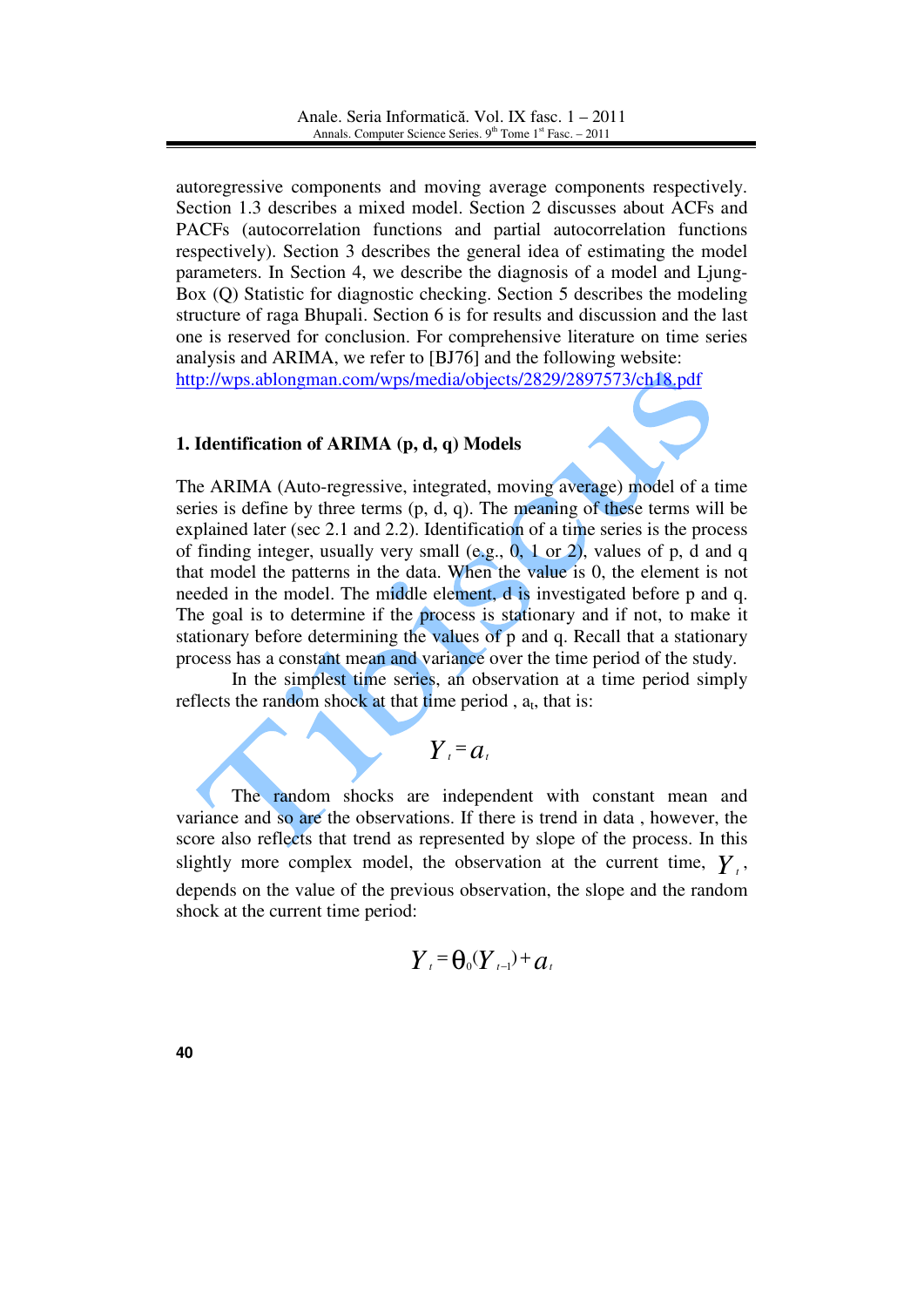autoregressive components and moving average components respectively. Section 1.3 describes a mixed model. Section 2 discusses about ACFs and PACFs (autocorrelation functions and partial autocorrelation functions respectively). Section 3 describes the general idea of estimating the model parameters. In Section 4, we describe the diagnosis of a model and Ljung-Box (Q) Statistic for diagnostic checking. Section 5 describes the modeling structure of raga Bhupali. Section 6 is for results and discussion and the last one is reserved for conclusion. For comprehensive literature on time series analysis and ARIMA, we refer to [BJ76] and the following website: http://wps.ablongman.com/wps/media/objects/2829/2897573/ch18.pdf

## 1. Identification of ARIMA (p, d, q) Models

The ARIMA (Auto-regressive, integrated, moving average) model of a time series is define by three terms (p, d, q). The meaning of these terms will be explained later (sec 2.1 and 2.2). Identification of a time series is the process of finding integer, usually very small (e.g., 0, 1 or 2), values of p, d and q that model the patterns in the data. When the value is 0, the element is not needed in the model. The middle element, d is investigated before p and q. The goal is to determine if the process is stationary and if not, to make it stationary before determining the values of p and q. Recall that a stationary process has a constant mean and variance over the time period of the study.

In the simplest time series, an observation at a time period simply reflects the random shock at that time period , $a_t$, that is:

$$Y_t = a_t$$

The random shocks are independent with constant mean and variance and so are the observations. If there is trend in data , however, the score also reflects that trend as represented by slope of the process. In this slightly more complex model, the observation at the current time, $Y_t$, depends on the value of the previous observation, the slope and the random shock at the current time period:

$$Y_t = \theta_0 (Y_{t-1}) + a_t$$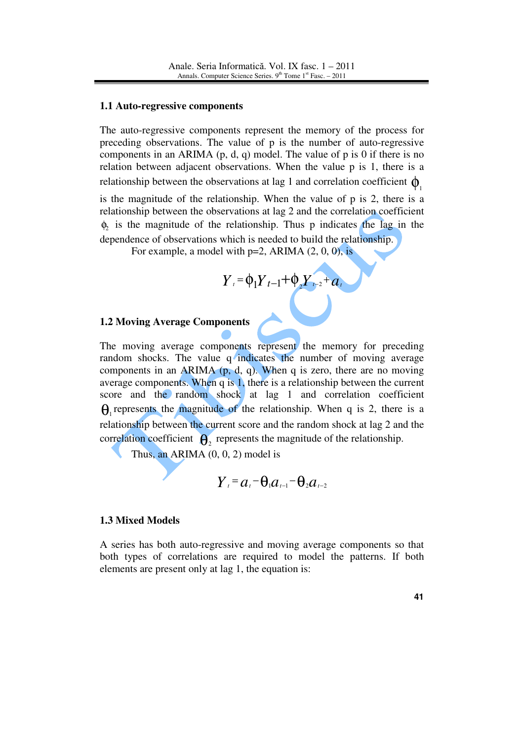### 1.1 Auto-regressive components

The auto-regressive components represent the memory of the process for preceding observations. The value of p is the number of auto-regressive components in an ARIMA (p, d, q) model. The value of p is 0 if there is no relation between adjacent observations. When the value p is 1, there is a relationship between the observations at lag 1 and correlation coefficient $\phi_1$ is the magnitude of the relationship. When the value of p is 2, there is a relationship between the observations at lag 2 and the correlation coefficient $\phi_2$ is the magnitude of the relationship. Thus p indicates the lag in the dependence of observations which is needed to build the relationship.

For example, a model with p=2, ARIMA (2, 0, 0), is

$$Y_t = \phi_1 Y_{t-1} + \phi_2 Y_{t-2} + a_t$$

### 1.2 Moving Average Components

The moving average components represent the memory for preceding random shocks. The value q indicates the number of moving average components in an ARIMA (p, d, q). When q is zero, there are no moving average components. When q is 1, there is a relationship between the current score and the random shock at lag 1 and correlation coefficient $\theta_1$ represents the magnitude of the relationship. When q is 2, there is a relationship between the current score and the random shock at lag 2 and the correlation coefficient $\theta_2$ represents the magnitude of the relationship.

Thus, an ARIMA (0, 0, 2) model is

$$Y_t = a_t - \theta_1 a_{t-1} - \theta_2 a_{t-2}$$

### 1.3 Mixed Models

A series has both auto-regressive and moving average components so that both types of correlations are required to model the patterns. If both elements are present only at lag 1, the equation is: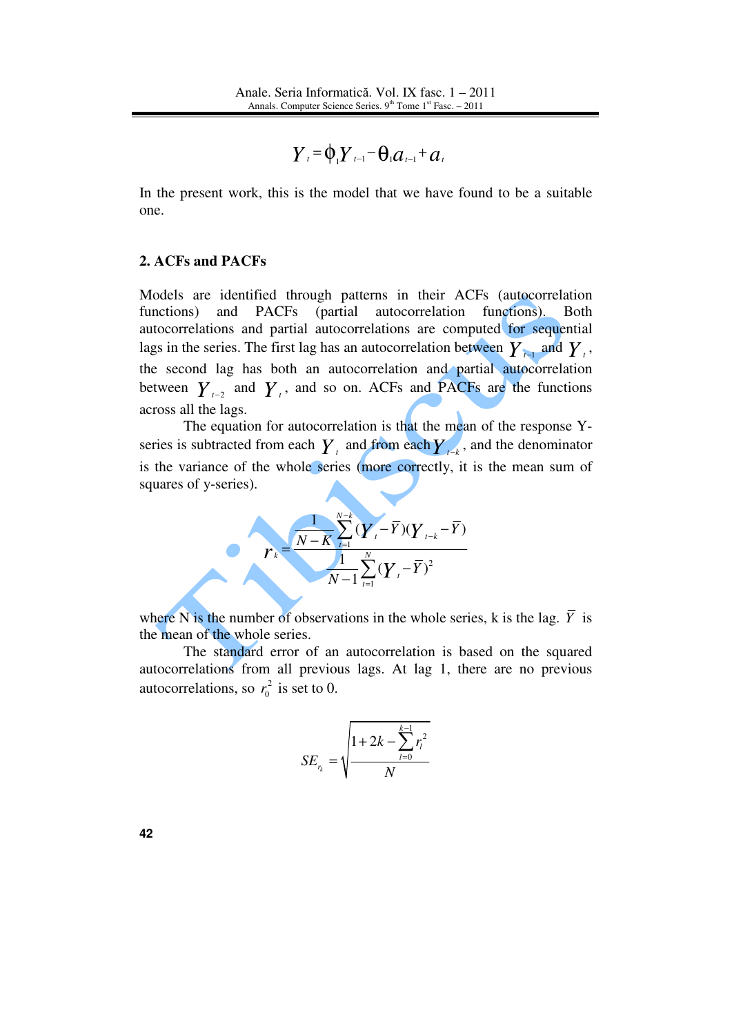$$Y_t = \phi_1 Y_{t-1} - \theta_1 a_{t-1} + a_t$$

In the present work, this is the model that we have found to be a suitable one.

## 2. ACFs and PACFs

Models are identified through patterns in their ACFs (autocorrelation functions) and PACFs (partial autocorrelation functions). Both autocorrelations and partial autocorrelations are computed for sequential lags in the series. The first lag has an autocorrelation between $Y_{t-1}$ and $Y_t$, the second lag has both an autocorrelation and partial autocorrelation between $Y_{t-2}$ and $Y_t$, and so on. ACFs and PACFs are the functions across all the lags.

The equation for autocorrelation is that the mean of the response Y-series is subtracted from each $Y_t$ and from each $Y_{t-k}$, and the denominator is the variance of the whole series (more correctly, it is the mean sum of squares of y-series).

$$r_k = \frac{\frac{1}{N-K}\sum_{t=1}^{N-k}(Y_t - \bar{Y})(Y_{t-k} - \bar{Y})}{\frac{1}{N-1}\sum_{t=1}^{N}(Y_t - \bar{Y})^2}$$

where N is the number of observations in the whole series, k is the lag. $\bar{Y}$ is the mean of the whole series.

The standard error of an autocorrelation is based on the squared autocorrelations from all previous lags. At lag 1, there are no previous autocorrelations, so $r_0^2$ is set to 0.

$$SE_{r_k} = \sqrt{\frac{1 + 2k - \sum_{l=0}^{k-1} r_l^2}{N}}$$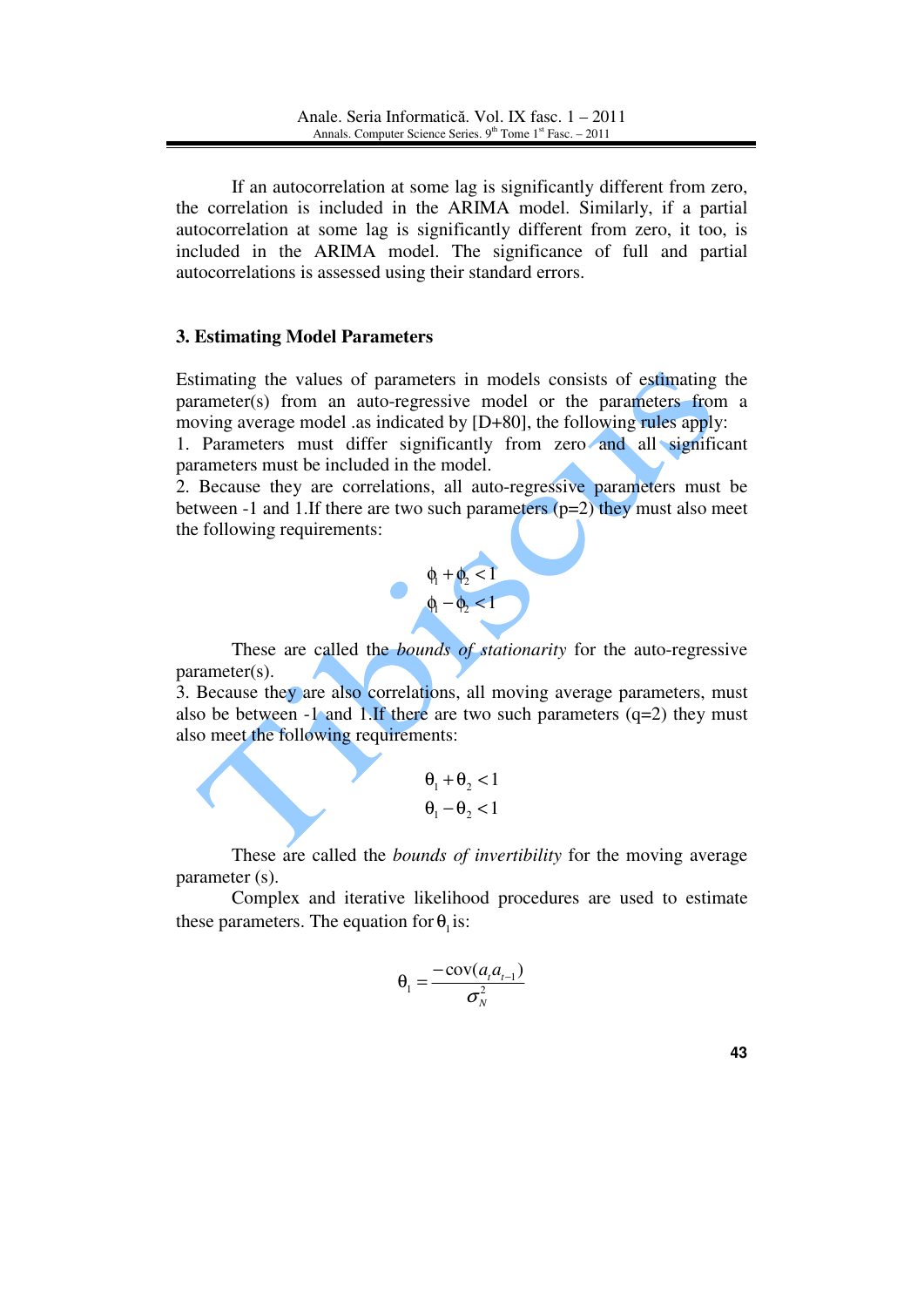If an autocorrelation at some lag is significantly different from zero, the correlation is included in the ARIMA model. Similarly, if a partial autocorrelation at some lag is significantly different from zero, it too, is included in the ARIMA model. The significance of full and partial autocorrelations is assessed using their standard errors.

## 3. Estimating Model Parameters

Estimating the values of parameters in models consists of estimating the parameter(s) from an auto-regressive model or the parameters from a moving average model .as indicated by [D+80], the following rules apply:

1. Parameters must differ significantly from zero and all significant parameters must be included in the model.
2. Because they are correlations, all auto-regressive parameters must be between -1 and 1.If there are two such parameters (p=2) they must also meet the following requirements:

$$\phi_1 + \phi_2 < 1$$
$$\phi_1 - \phi_2 < 1$$

These are called the *bounds of stationarity* for the auto-regressive parameter(s).

3. Because they are also correlations, all moving average parameters, must also be between -1 and 1.If there are two such parameters (q=2) they must also meet the following requirements:

$$\theta_1 + \theta_2 < 1$$
$$\theta_1 - \theta_2 < 1$$

These are called the *bounds of invertibility* for the moving average parameter (s).

Complex and iterative likelihood procedures are used to estimate these parameters. The equation for $\theta_1$ is:

$$\theta_1 = \frac{-\operatorname{cov}(a_t a_{t-1})}{\sigma_N^2}$$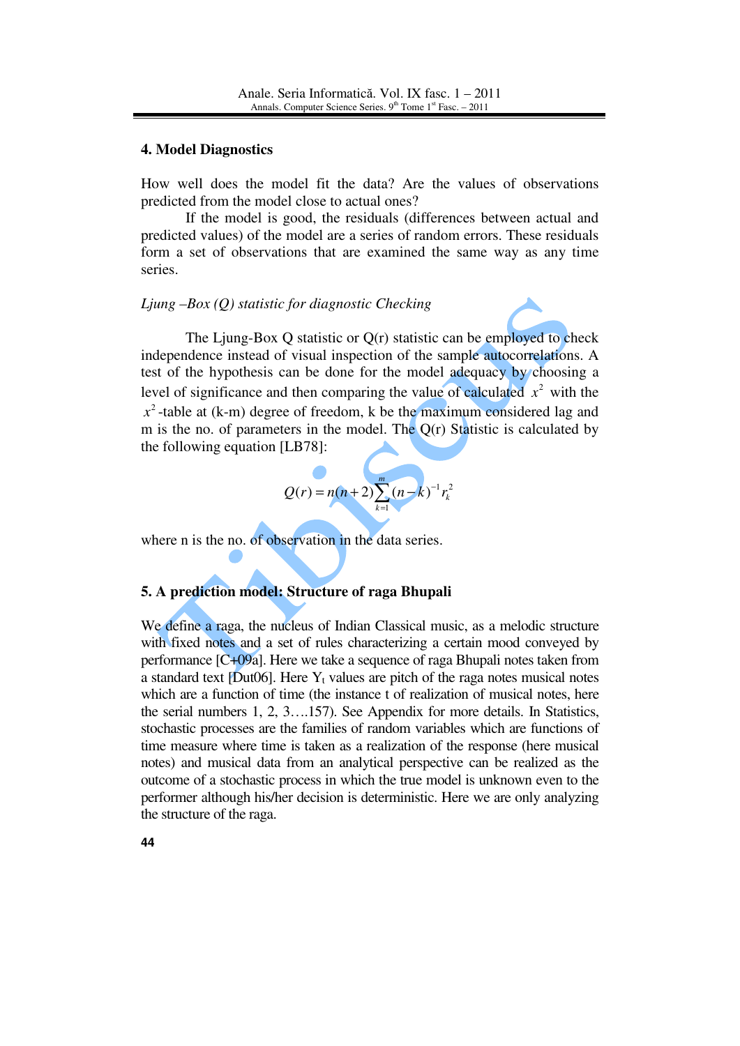## 4. Model Diagnostics

How well does the model fit the data? Are the values of observations predicted from the model close to actual ones?

If the model is good, the residuals (differences between actual and predicted values) of the model are a series of random errors. These residuals form a set of observations that are examined the same way as any time series.

*Ljung –Box (Q) statistic for diagnostic Checking*

The Ljung-Box Q statistic or Q(r) statistic can be employed to check independence instead of visual inspection of the sample autocorrelations. A test of the hypothesis can be done for the model adequacy by choosing a level of significance and then comparing the value of calculated $x^2$ with the $x^2$-table at (k-m) degree of freedom, k be the maximum considered lag and m is the no. of parameters in the model. The Q(r) Statistic is calculated by the following equation [LB78]:

$$Q(r) = n(n+2)\sum_{k=1}^{m}(n-k)^{-1} r_k^2$$

where n is the no. of observation in the data series.

## 5. A prediction model: Structure of raga Bhupali

We define a raga, the nucleus of Indian Classical music, as a melodic structure with fixed notes and a set of rules characterizing a certain mood conveyed by performance [C+09a]. Here we take a sequence of raga Bhupali notes taken from a standard text [Dut06]. Here $Y_t$ values are pitch of the raga notes musical notes which are a function of time (the instance t of realization of musical notes, here the serial numbers 1, 2, 3….157). See Appendix for more details. In Statistics, stochastic processes are the families of random variables which are functions of time measure where time is taken as a realization of the response (here musical notes) and musical data from an analytical perspective can be realized as the outcome of a stochastic process in which the true model is unknown even to the performer although his/her decision is deterministic. Here we are only analyzing the structure of the raga.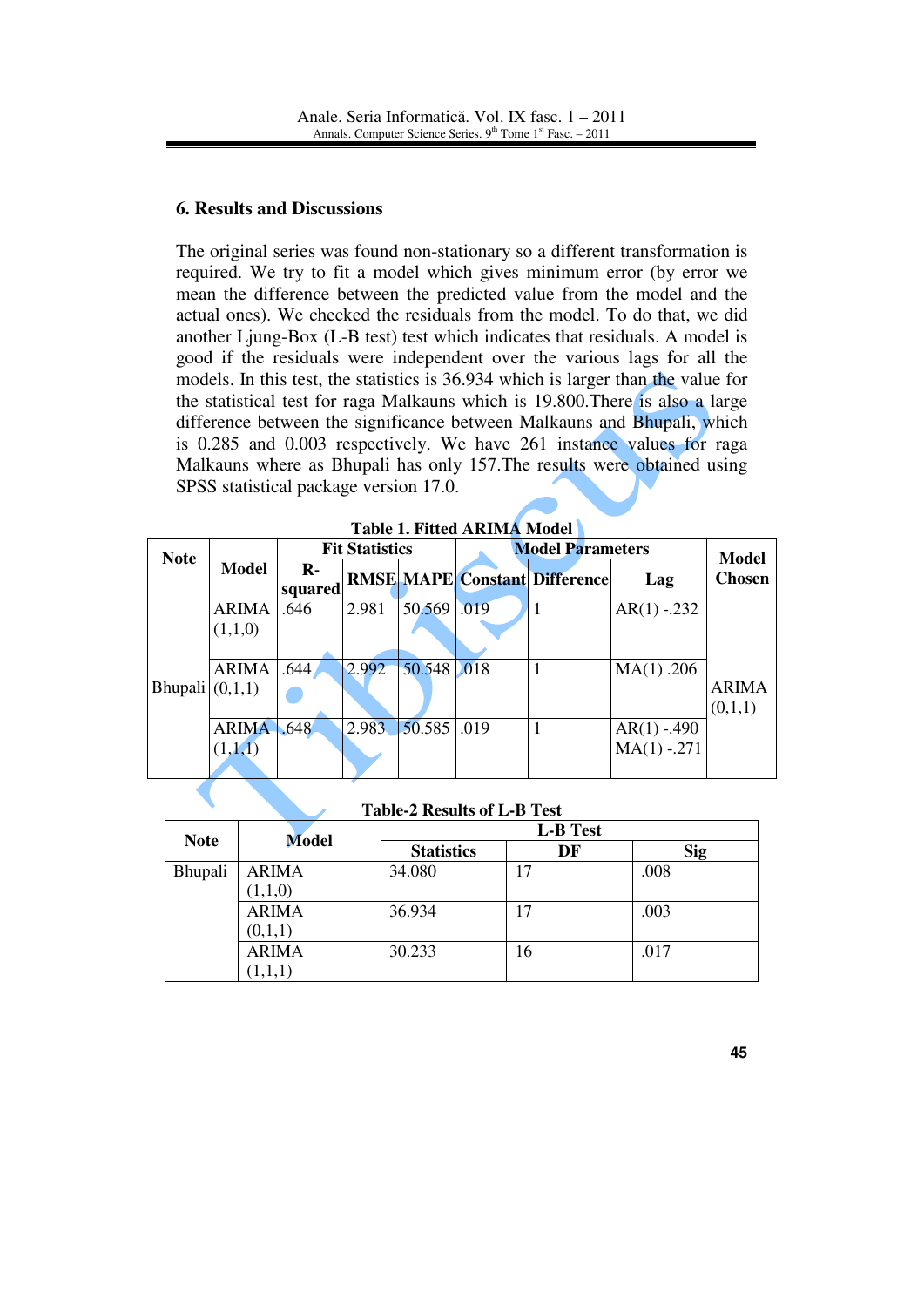## 6. Results and Discussions

The original series was found non-stationary so a different transformation is required. We try to fit a model which gives minimum error (by error we mean the difference between the predicted value from the model and the actual ones). We checked the residuals from the model. To do that, we did another Ljung-Box (L-B test) test which indicates that residuals. A model is good if the residuals were independent over the various lags for all the models. In this test, the statistics is 36.934 which is larger than the value for the statistical test for raga Malkauns which is 19.800.There is also a large difference between the significance between Malkauns and Bhupali, which is 0.285 and 0.003 respectively. We have 261 instance values for raga Malkauns where as Bhupali has only 157.The results were obtained using SPSS statistical package version 17.0.

**Table 1. Fitted ARIMA Model**

| Note | Model | Fit Statistics | | | Model Parameters | | | Model Chosen |
|---|---|---|---|---|---|---|---|---|
| | | R-squared | RMSE | MAPE | Constant | Difference | Lag | |
| Bhupali | ARIMA (1,1,0) | .646 | 2.981 | 50.569 | .019 | 1 | AR(1) -.232 | ARIMA (0,1,1) |
| | ARIMA (0,1,1) | .644 | 2.992 | 50.548 | .018 | 1 | MA(1) .206 | |
| | ARIMA (1,1,1) | .648 | 2.983 | 50.585 | .019 | 1 | AR(1) -.490 MA(1) -.271 | |

**Table-2 Results of L-B Test**

| Note | Model | L-B Test | | |
|---|---|---|---|---|
| | | Statistics | DF | Sig |
| Bhupali | ARIMA (1,1,0) | 34.080 | 17 | .008 |
| | ARIMA (0,1,1) | 36.934 | 17 | .003 |
| | ARIMA (1,1,1) | 30.233 | 16 | .017 |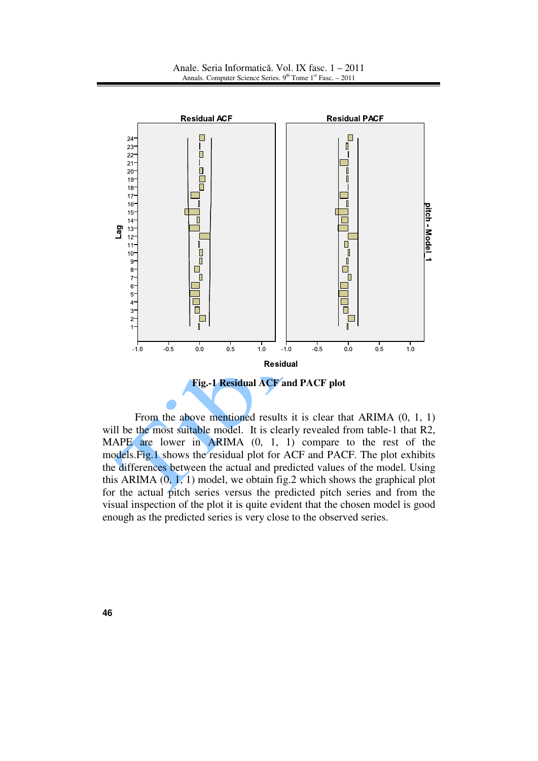**Fig.-1 Residual ACF and PACF plot**

From the above mentioned results it is clear that ARIMA (0, 1, 1) will be the most suitable model. It is clearly revealed from table-1 that R2, MAPE are lower in ARIMA (0, 1, 1) compare to the rest of the models.Fig.1 shows the residual plot for ACF and PACF. The plot exhibits the differences between the actual and predicted values of the model. Using this ARIMA (0, 1, 1) model, we obtain fig.2 which shows the graphical plot for the actual pitch series versus the predicted pitch series and from the visual inspection of the plot it is quite evident that the chosen model is good enough as the predicted series is very close to the observed series.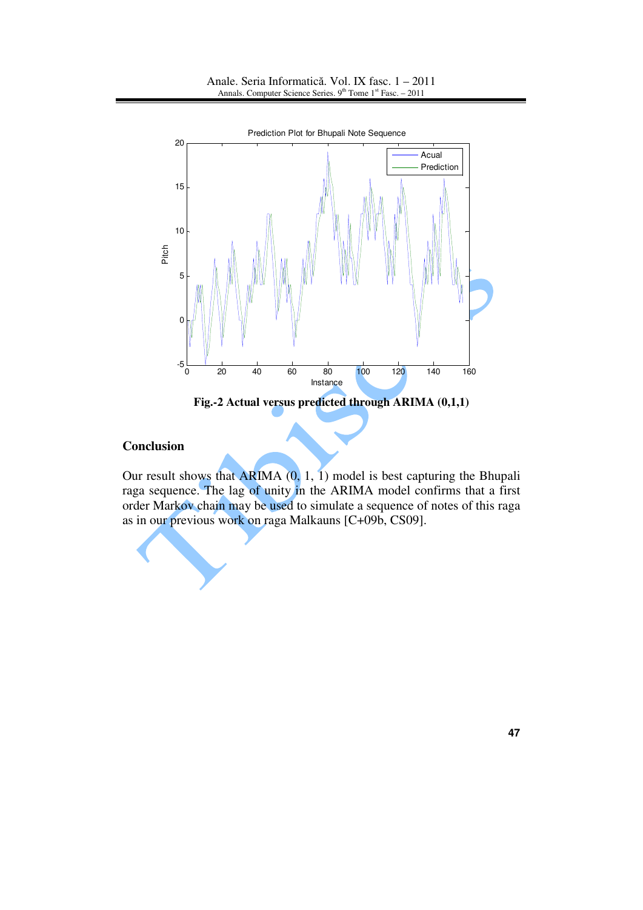Fig.-2 Actual versus predicted through ARIMA (0,1,1)

## Conclusion

Our result shows that ARIMA (0, 1, 1) model is best capturing the Bhupali raga sequence. The lag of unity in the ARIMA model confirms that a first order Markov chain may be used to simulate a sequence of notes of this raga as in our previous work on raga Malkauns [C+09b, CS09].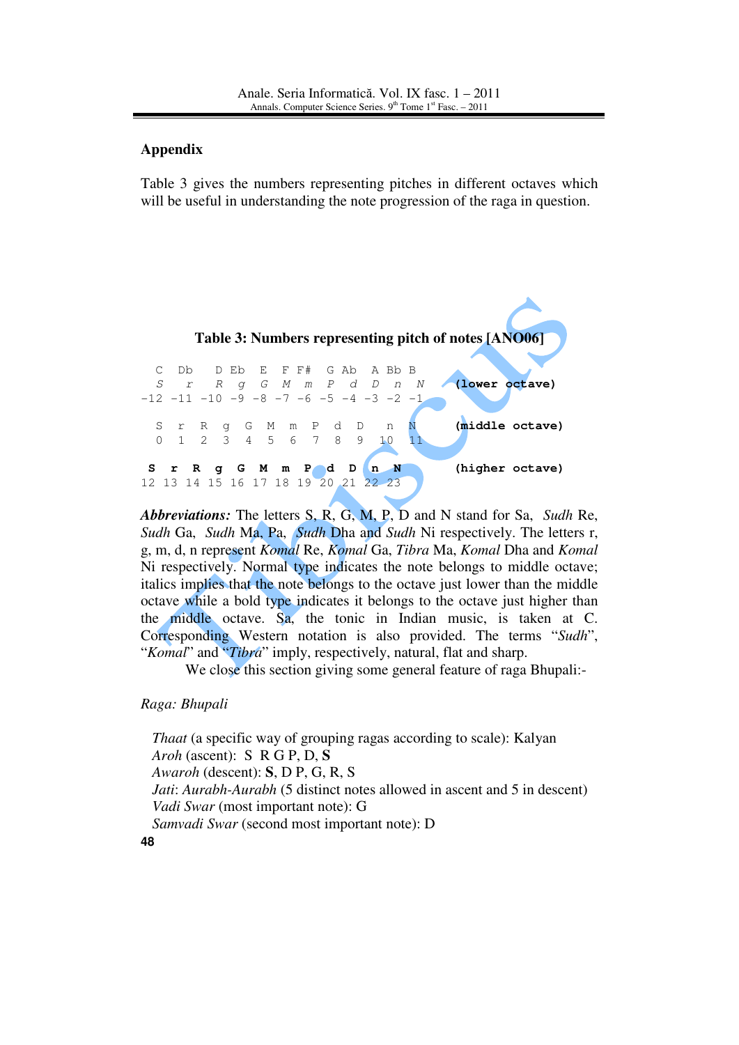## Appendix

Table 3 gives the numbers representing pitches in different octaves which will be useful in understanding the note progression of the raga in question.

**Table 3: Numbers representing pitch of notes [ANO06]**

| C | Db | D | Eb | E | F | F# | G | Ab | A | Bb | B | |
|---|---|---|---|---|---|---|---|---|---|---|---|---|
| *S* | *r* | *R* | *g* | *G* | *M* | *m* | *P* | *d* | *D* | *n* | *N* | **(lower octave)** |
| -12 | -11 | -10 | -9 | -8 | -7 | -6 | -5 | -4 | -3 | -2 | -1 | |
| S | r | R | g | G | M | m | P | d | D | n | N | **(middle octave)** |
| 0 | 1 | 2 | 3 | 4 | 5 | 6 | 7 | 8 | 9 | 10 | 11 | |
| **S** | **r** | **R** | **g** | **G** | **M** | **m** | **P** | **d** | **D** | **n** | **N** | **(higher octave)** |
| 12 | 13 | 14 | 15 | 16 | 17 | 18 | 19 | 20 | 21 | 22 | 23 | |

***Abbreviations:*** The letters S, R, G, M, P, D and N stand for Sa, *Sudh* Re, *Sudh* Ga, *Sudh* Ma, Pa, *Sudh* Dha and *Sudh* Ni respectively. The letters r, g, m, d, n represent *Komal* Re, *Komal* Ga, *Tibra* Ma, *Komal* Dha and *Komal* Ni respectively. Normal type indicates the note belongs to middle octave; italics implies that the note belongs to the octave just lower than the middle octave while a bold type indicates it belongs to the octave just higher than the middle octave. Sa, the tonic in Indian music, is taken at C. Corresponding Western notation is also provided. The terms "*Sudh*", "*Komal*" and "*Tibra*" imply, respectively, natural, flat and sharp.

We close this section giving some general feature of raga Bhupali:-

*Raga: Bhupali*

*Thaat* (a specific way of grouping ragas according to scale): Kalyan
*Aroh* (ascent): S R G P, D, **S**
*Awaroh* (descent): **S**, D P, G, R, S
*Jati*: *Aurabh-Aurabh* (5 distinct notes allowed in ascent and 5 in descent)
*Vadi Swar* (most important note): G
*Samvadi Swar* (second most important note): D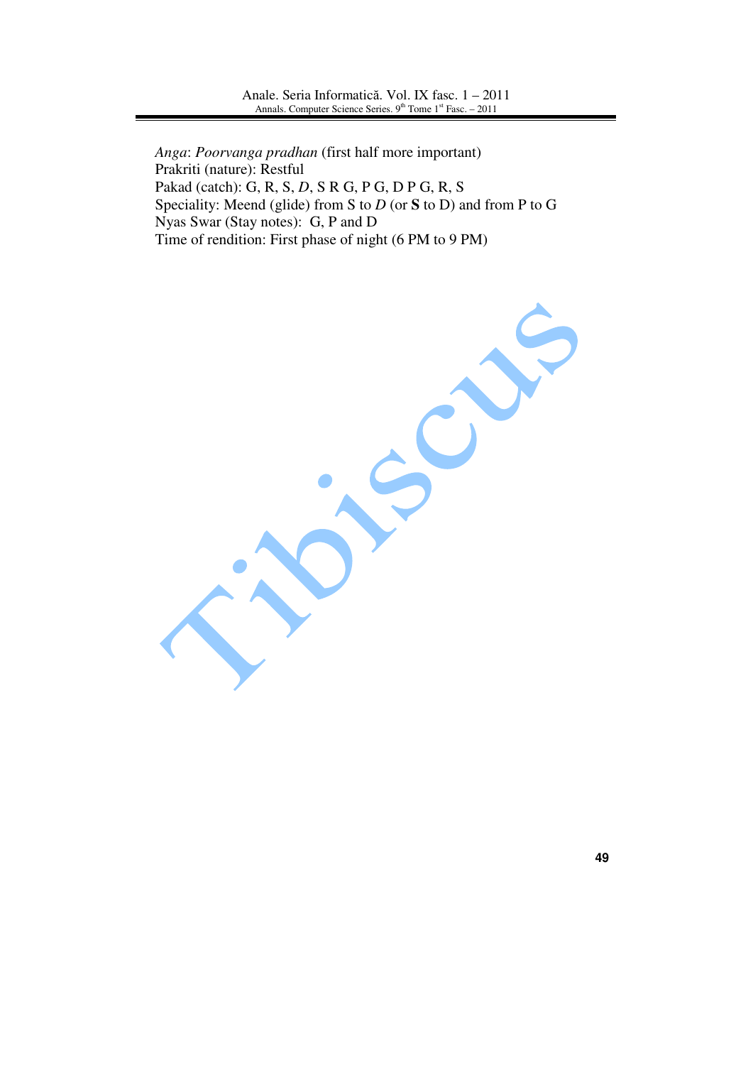*Anga*: *Poorvanga pradhan* (first half more important)
Prakriti (nature): Restful
Pakad (catch): G, R, S, *D*, S R G, P G, D P G, R, S
Speciality: Meend (glide) from S to *D* (or **S** to D) and from P to G
Nyas Swar (Stay notes): G, P and D
Time of rendition: First phase of night (6 PM to 9 PM)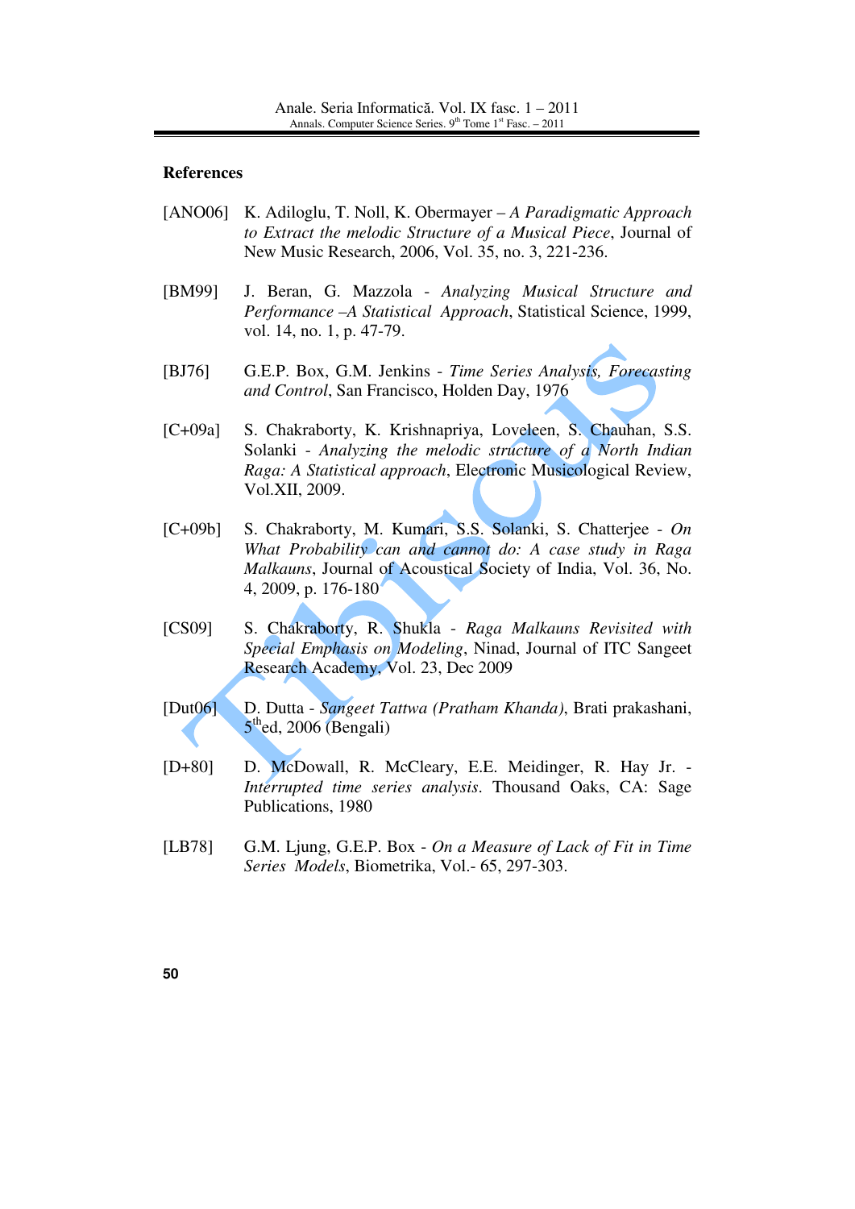## References

[ANO06] K. Adiloglu, T. Noll, K. Obermayer – *A Paradigmatic Approach to Extract the melodic Structure of a Musical Piece*, Journal of New Music Research, 2006, Vol. 35, no. 3, 221-236.

[BM99] J. Beran, G. Mazzola - *Analyzing Musical Structure and Performance –A Statistical Approach*, Statistical Science, 1999, vol. 14, no. 1, p. 47-79.

[BJ76] G.E.P. Box, G.M. Jenkins - *Time Series Analysis, Forecasting and Control*, San Francisco, Holden Day, 1976

[C+09a] S. Chakraborty, K. Krishnapriya, Loveleen, S. Chauhan, S.S. Solanki - *Analyzing the melodic structure of a North Indian Raga: A Statistical approach*, Electronic Musicological Review, Vol.XII, 2009.

[C+09b] S. Chakraborty, M. Kumari, S.S. Solanki, S. Chatterjee - *On What Probability can and cannot do: A case study in Raga Malkauns*, Journal of Acoustical Society of India, Vol. 36, No. 4, 2009, p. 176-180

[CS09] S. Chakraborty, R. Shukla - *Raga Malkauns Revisited with Special Emphasis on Modeling*, Ninad, Journal of ITC Sangeet Research Academy, Vol. 23, Dec 2009

[Dut06] D. Dutta - *Sangeet Tattwa (Pratham Khanda)*, Brati prakashani, 5th ed, 2006 (Bengali)

[D+80] D. McDowall, R. McCleary, E.E. Meidinger, R. Hay Jr. - *Interrupted time series analysis*. Thousand Oaks, CA: Sage Publications, 1980

[LB78] G.M. Ljung, G.E.P. Box - *On a Measure of Lack of Fit in Time Series Models*, Biometrika, Vol.- 65, 297-303.